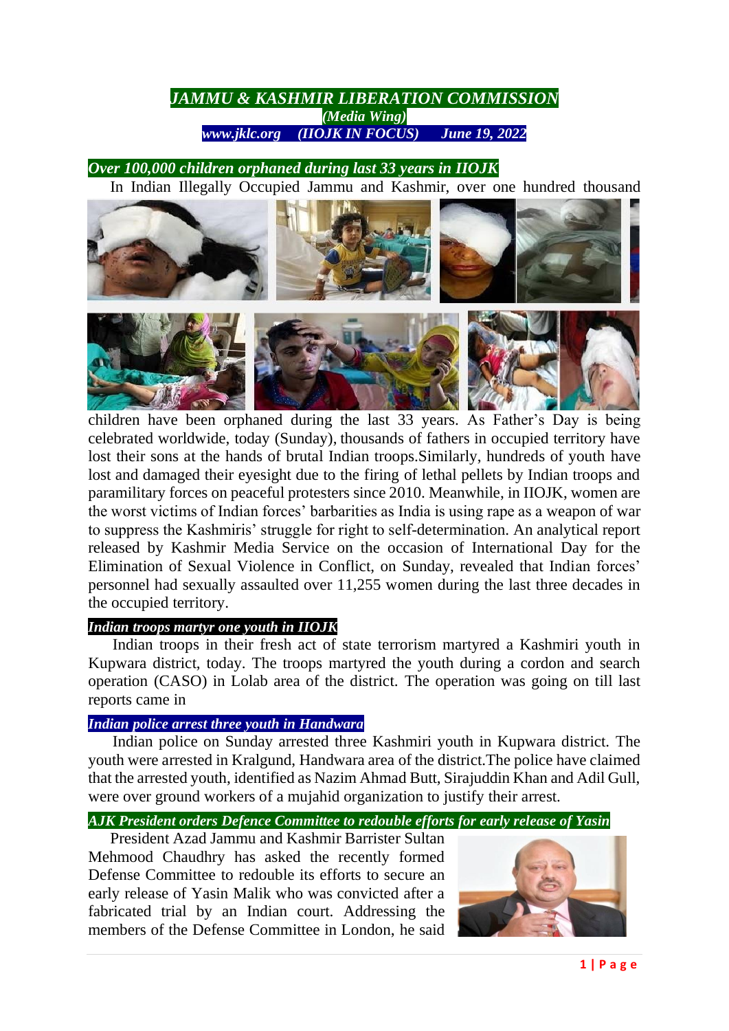# JAMMU & KASHMIR LIBERATION COMMISSION

***(Media Wing)***

***www.jklc.org (IIOJK IN FOCUS) June 19, 2022***

## *Over 100,000 children orphaned during last 33 years in IIOJK*

In Indian Illegally Occupied Jammu and Kashmir, over one hundred thousand children have been orphaned during the last 33 years. As Father's Day is being celebrated worldwide, today (Sunday), thousands of fathers in occupied territory have lost their sons at the hands of brutal Indian troops.Similarly, hundreds of youth have lost and damaged their eyesight due to the firing of lethal pellets by Indian troops and paramilitary forces on peaceful protesters since 2010. Meanwhile, in IIOJK, women are the worst victims of Indian forces' barbarities as India is using rape as a weapon of war to suppress the Kashmiris' struggle for right to self-determination. An analytical report released by Kashmir Media Service on the occasion of International Day for the Elimination of Sexual Violence in Conflict, on Sunday, revealed that Indian forces' personnel had sexually assaulted over 11,255 women during the last three decades in the occupied territory.

## *Indian troops martyr one youth in IIOJK*

Indian troops in their fresh act of state terrorism martyred a Kashmiri youth in Kupwara district, today. The troops martyred the youth during a cordon and search operation (CASO) in Lolab area of the district. The operation was going on till last reports came in

## *Indian police arrest three youth in Handwara*

Indian police on Sunday arrested three Kashmiri youth in Kupwara district. The youth were arrested in Kralgund, Handwara area of the district.The police have claimed that the arrested youth, identified as Nazim Ahmad Butt, Sirajuddin Khan and Adil Gull, were over ground workers of a mujahid organization to justify their arrest.

## *AJK President orders Defence Committee to redouble efforts for early release of Yasin*

President Azad Jammu and Kashmir Barrister Sultan Mehmood Chaudhry has asked the recently formed Defense Committee to redouble its efforts to secure an early release of Yasin Malik who was convicted after a fabricated trial by an Indian court. Addressing the members of the Defense Committee in London, he said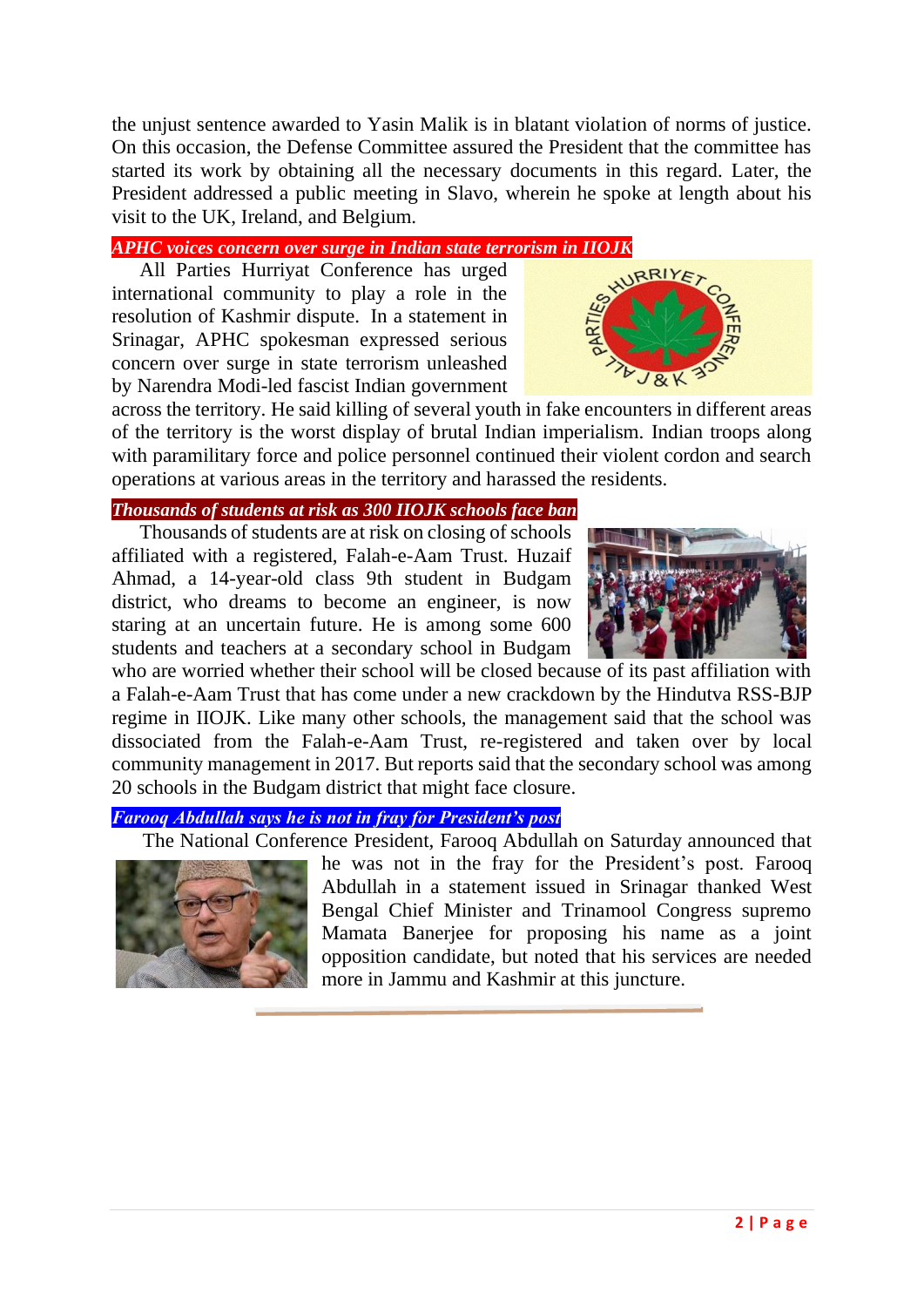the unjust sentence awarded to Yasin Malik is in blatant violation of norms of justice. On this occasion, the Defense Committee assured the President that the committee has started its work by obtaining all the necessary documents in this regard. Later, the President addressed a public meeting in Slavo, wherein he spoke at length about his visit to the UK, Ireland, and Belgium.

### *APHC voices concern over surge in Indian state terrorism in IIOJK*

All Parties Hurriyat Conference has urged international community to play a role in the resolution of Kashmir dispute. In a statement in Srinagar, APHC spokesman expressed serious concern over surge in state terrorism unleashed by Narendra Modi-led fascist Indian government across the territory. He said killing of several youth in fake encounters in different areas of the territory is the worst display of brutal Indian imperialism. Indian troops along with paramilitary force and police personnel continued their violent cordon and search operations at various areas in the territory and harassed the residents.

### *Thousands of students at risk as 300 IIOJK schools face ban*

Thousands of students are at risk on closing of schools affiliated with a registered, Falah-e-Aam Trust. Huzaif Ahmad, a 14-year-old class 9th student in Budgam district, who dreams to become an engineer, is now staring at an uncertain future. He is among some 600 students and teachers at a secondary school in Budgam who are worried whether their school will be closed because of its past affiliation with a Falah-e-Aam Trust that has come under a new crackdown by the Hindutva RSS-BJP regime in IIOJK. Like many other schools, the management said that the school was dissociated from the Falah-e-Aam Trust, re-registered and taken over by local community management in 2017. But reports said that the secondary school was among 20 schools in the Budgam district that might face closure.

### *Farooq Abdullah says he is not in fray for President's post*

The National Conference President, Farooq Abdullah on Saturday announced that he was not in the fray for the President's post. Farooq Abdullah in a statement issued in Srinagar thanked West Bengal Chief Minister and Trinamool Congress supremo Mamata Banerjee for proposing his name as a joint opposition candidate, but noted that his services are needed more in Jammu and Kashmir at this juncture.